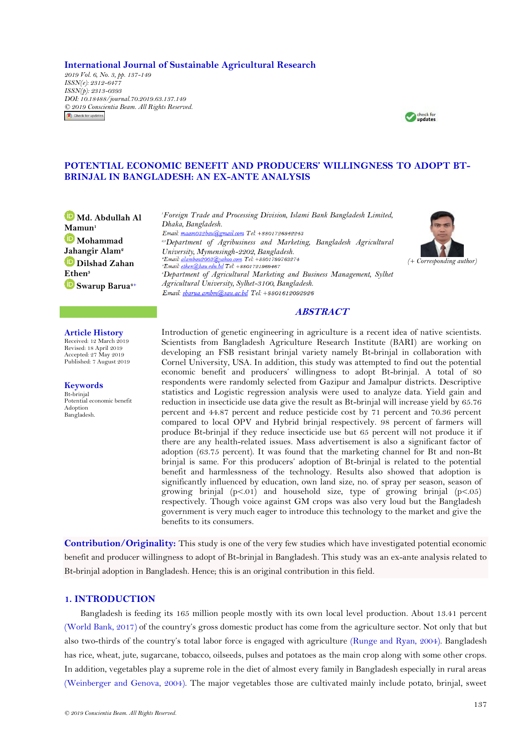**International Journal of Sustainable Agricultural Research**

*2019 Vol. 6, No. 3, pp. 137-149*
*ISSN(e): 2312-6477*
*ISSN(p): 2313-0393*
*DOI: 10.18488/journal.70.2019.63.137.149*
*© 2019 Conscientia Beam. All Rights Reserved.*

# POTENTIAL ECONOMIC BENEFIT AND PRODUCERS' WILLINGNESS TO ADOPT BT-BRINJAL IN BANGLADESH: AN EX-ANTE ANALYSIS

**Md. Abdullah Al Mamun**[1]
**Mohammad Jahangir Alam**[2]
**Dilshad Zahan Ethen**[3]
**Swarup Barua**[4+]

[1]*Foreign Trade and Processing Division, Islami Bank Bangladesh Limited, Dhaka, Bangladesh.*
*Email: maam032bau@gmail.com Tel: +8801726842243*
[2,3]*Department of Agribusiness and Marketing, Bangladesh Agricultural University, Mymensingh-2202, Bangladesh.*
[2]*Email: alambau2003@yahoo.com Tel: +8801799763274*
[3]*Email: ethen@bau.edu.bd Tel: +8801721969467*
[4]*Department of Agricultural Marketing and Business Management, Sylhet Agricultural University, Sylhet-3100, Bangladesh.*
*Email: sbarua.ambm@sau.ac.bd Tel: +8801612092926*

*(+ Corresponding author)*

**Article History**
Received: 12 March 2019
Revised: 18 April 2019
Accepted: 27 May 2019
Published: 7 August 2019

**Keywords**
Bt-brinjal
Potential economic benefit
Adoption
Bangladesh.

## *ABSTRACT*

Introduction of genetic engineering in agriculture is a recent idea of native scientists. Scientists from Bangladesh Agriculture Research Institute (BARI) are working on developing an FSB resistant brinjal variety namely Bt-brinjal in collaboration with Cornel University, USA. In addition, this study was attempted to find out the potential economic benefit and producers' willingness to adopt Bt-brinjal. A total of 80 respondents were randomly selected from Gazipur and Jamalpur districts. Descriptive statistics and Logistic regression analysis were used to analyze data. Yield gain and reduction in insecticide use data give the result as Bt-brinjal will increase yield by 65.76 percent and 44.87 percent and reduce pesticide cost by 71 percent and 70.36 percent compared to local OPV and Hybrid brinjal respectively. 98 percent of farmers will produce Bt-brinjal if they reduce insecticide use but 65 percent will not produce it if there are any health-related issues. Mass advertisement is also a significant factor of adoption (63.75 percent). It was found that the marketing channel for Bt and non-Bt brinjal is same. For this producers' adoption of Bt-brinjal is related to the potential benefit and harmlessness of the technology. Results also showed that adoption is significantly influenced by education, own land size, no. of spray per season, season of growing brinjal ($p<.01$) and household size, type of growing brinjal ($p<.05$) respectively. Though voice against GM crops was also very loud but the Bangladesh government is very much eager to introduce this technology to the market and give the benefits to its consumers.

**Contribution/Originality:** This study is one of the very few studies which have investigated potential economic benefit and producer willingness to adopt of Bt-brinjal in Bangladesh. This study was an ex-ante analysis related to Bt-brinjal adoption in Bangladesh. Hence; this is an original contribution in this field.

## 1. INTRODUCTION

Bangladesh is feeding its 165 million people mostly with its own local level production. About 13.41 percent (World Bank, 2017) of the country's gross domestic product has come from the agriculture sector. Not only that but also two-thirds of the country's total labor force is engaged with agriculture (Runge and Ryan, 2004). Bangladesh has rice, wheat, jute, sugarcane, tobacco, oilseeds, pulses and potatoes as the main crop along with some other crops. In addition, vegetables play a supreme role in the diet of almost every family in Bangladesh especially in rural areas (Weinberger and Genova, 2004). The major vegetables those are cultivated mainly include potato, brinjal, sweet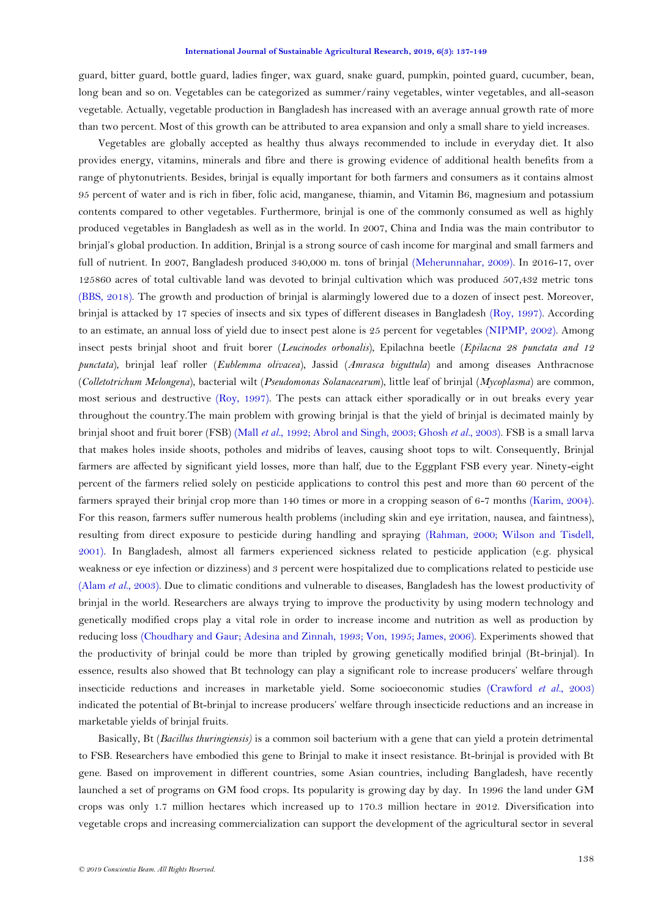guard, bitter guard, bottle guard, ladies finger, wax guard, snake guard, pumpkin, pointed guard, cucumber, bean, long bean and so on. Vegetables can be categorized as summer/rainy vegetables, winter vegetables, and all-season vegetable. Actually, vegetable production in Bangladesh has increased with an average annual growth rate of more than two percent. Most of this growth can be attributed to area expansion and only a small share to yield increases.

Vegetables are globally accepted as healthy thus always recommended to include in everyday diet. It also provides energy, vitamins, minerals and fibre and there is growing evidence of additional health benefits from a range of phytonutrients. Besides, brinjal is equally important for both farmers and consumers as it contains almost 95 percent of water and is rich in fiber, folic acid, manganese, thiamin, and Vitamin B6, magnesium and potassium contents compared to other vegetables. Furthermore, brinjal is one of the commonly consumed as well as highly produced vegetables in Bangladesh as well as in the world. In 2007, China and India was the main contributor to brinjal's global production. In addition, Brinjal is a strong source of cash income for marginal and small farmers and full of nutrient. In 2007, Bangladesh produced 340,000 m. tons of brinjal (Meherunnahar, 2009). In 2016-17, over 125860 acres of total cultivable land was devoted to brinjal cultivation which was produced 507,432 metric tons (BBS, 2018). The growth and production of brinjal is alarmingly lowered due to a dozen of insect pest. Moreover, brinjal is attacked by 17 species of insects and six types of different diseases in Bangladesh (Roy, 1997). According to an estimate, an annual loss of yield due to insect pest alone is 25 percent for vegetables (NIPMP, 2002). Among insect pests brinjal shoot and fruit borer (*Leucinodes orbonalis*), Epilachna beetle (*Epilacna 28 punctata and 12 punctata*), brinjal leaf roller (*Eublemma olivacea*), Jassid (*Amrasca biguttula*) and among diseases Anthracnose (*Colletotrichum Melongena*), bacterial wilt (*Pseudomonas Solanacearum*), little leaf of brinjal (*Mycoplasma*) are common, most serious and destructive (Roy, 1997). The pests can attack either sporadically or in out breaks every year throughout the country.The main problem with growing brinjal is that the yield of brinjal is decimated mainly by brinjal shoot and fruit borer (FSB) (Mall *et al*., 1992; Abrol and Singh, 2003; Ghosh *et al*., 2003). FSB is a small larva that makes holes inside shoots, potholes and midribs of leaves, causing shoot tops to wilt. Consequently, Brinjal farmers are affected by significant yield losses, more than half, due to the Eggplant FSB every year. Ninety-eight percent of the farmers relied solely on pesticide applications to control this pest and more than 60 percent of the farmers sprayed their brinjal crop more than 140 times or more in a cropping season of 6-7 months (Karim, 2004). For this reason, farmers suffer numerous health problems (including skin and eye irritation, nausea, and faintness), resulting from direct exposure to pesticide during handling and spraying (Rahman, 2000; Wilson and Tisdell, 2001). In Bangladesh, almost all farmers experienced sickness related to pesticide application (e.g. physical weakness or eye infection or dizziness) and 3 percent were hospitalized due to complications related to pesticide use (Alam *et al*., 2003). Due to climatic conditions and vulnerable to diseases, Bangladesh has the lowest productivity of brinjal in the world. Researchers are always trying to improve the productivity by using modern technology and genetically modified crops play a vital role in order to increase income and nutrition as well as production by reducing loss (Choudhary and Gaur; Adesina and Zinnah, 1993; Von, 1995; James, 2006). Experiments showed that the productivity of brinjal could be more than tripled by growing genetically modified brinjal (Bt-brinjal). In essence, results also showed that Bt technology can play a significant role to increase producers' welfare through insecticide reductions and increases in marketable yield. Some socioeconomic studies (Crawford *et al*., 2003) indicated the potential of Bt-brinjal to increase producers' welfare through insecticide reductions and an increase in marketable yields of brinjal fruits.

Basically, Bt (*Bacillus thuringiensis)* is a common soil bacterium with a gene that can yield a protein detrimental to FSB. Researchers have embodied this gene to Brinjal to make it insect resistance. Bt-brinjal is provided with Bt gene. Based on improvement in different countries, some Asian countries, including Bangladesh, have recently launched a set of programs on GM food crops. Its popularity is growing day by day. In 1996 the land under GM crops was only 1.7 million hectares which increased up to 170.3 million hectare in 2012. Diversification into vegetable crops and increasing commercialization can support the development of the agricultural sector in several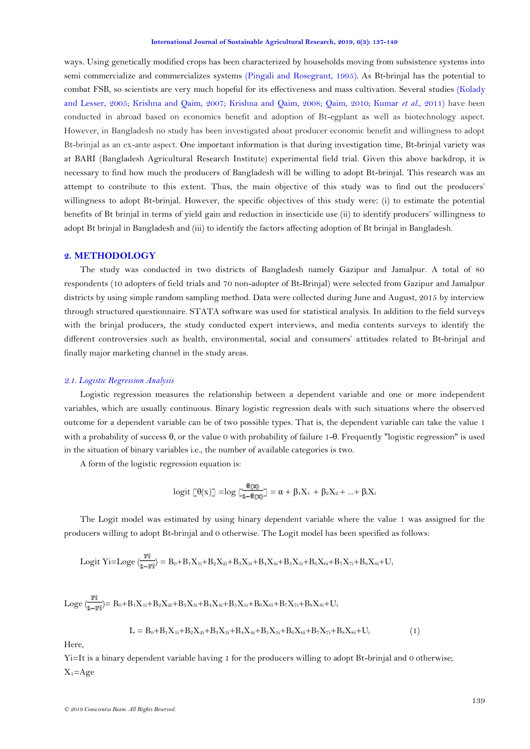ways. Using genetically modified crops has been characterized by households moving from subsistence systems into semi commercialize and commercializes systems (Pingali and Rosegrant, 1995). As Bt-brinjal has the potential to combat FSB, so scientists are very much hopeful for its effectiveness and mass cultivation. Several studies (Kolady and Lesser, 2005; Krishna and Qaim, 2007; Krishna and Qaim, 2008; Qaim, 2010; Kumar *et al.*, 2011) have been conducted in abroad based on economics benefit and adoption of Bt-eggplant as well as biotechnology aspect. However, in Bangladesh no study has been investigated about producer economic benefit and willingness to adopt Bt-brinjal as an ex-ante aspect. One important information is that during investigation time, Bt-brinjal variety was at BARI (Bangladesh Agricultural Research Institute) experimental field trial. Given this above backdrop, it is necessary to find how much the producers of Bangladesh will be willing to adopt Bt-brinjal. This research was an attempt to contribute to this extent. Thus, the main objective of this study was to find out the producers' willingness to adopt Bt-brinjal. However, the specific objectives of this study were: (i) to estimate the potential benefits of Bt brinjal in terms of yield gain and reduction in insecticide use (ii) to identify producers' willingness to adopt Bt brinjal in Bangladesh and (iii) to identify the factors affecting adoption of Bt brinjal in Bangladesh.

## 2. METHODOLOGY

The study was conducted in two districts of Bangladesh namely Gazipur and Jamalpur. A total of 80 respondents (10 adopters of field trials and 70 non-adopter of Bt-Brinjal) were selected from Gazipur and Jamalpur districts by using simple random sampling method. Data were collected during June and August, 2015 by interview through structured questionnaire. STATA software was used for statistical analysis. In addition to the field surveys with the brinjal producers, the study conducted expert interviews, and media contents surveys to identify the different controversies such as health, environmental, social and consumers' attitudes related to Bt-brinjal and finally major marketing channel in the study areas.

### *2.1. Logistic Regression Analysis*

Logistic regression measures the relationship between a dependent variable and one or more independent variables, which are usually continuous. Binary logistic regression deals with such situations where the observed outcome for a dependent variable can be of two possible types. That is, the dependent variable can take the value 1 with a probability of success θ, or the value 0 with probability of failure 1-θ. Frequently "logistic regression" is used in the situation of binary variables i.e., the number of available categories is two.

A form of the logistic regression equation is:

$$\text{logit}\,[\theta(x)] = \log\left[\frac{\theta(x)}{1-\theta(x)}\right] = \alpha + \beta_1 X_1 + \beta_2 X_2 + \ldots + \beta_i X_i$$

The Logit model was estimated by using binary dependent variable where the value 1 was assigned for the producers willing to adopt Bt-brinjal and 0 otherwise. The Logit model has been specified as follows:

$$\text{Logit } Y_i = \text{Log}_e\left(\frac{Y_i}{1-Y_i}\right) = B_0+B_1X_{1i}+B_2X_{2i}+B_3X_{3i}+B_4X_{4i}+B_5X_{5i}+B_6X_{6i}+B_7X_{7i}+B_8X_{8i}+U_i$$

$$\text{Log}_e\left(\frac{Y_i}{1-Y_i}\right) = B_0+B_1X_{1i}+B_2X_{2i}+B_3X_{3i}+B_4X_{4i}+B_5X_{5i}+B_6X_{6i}+B_7X_{7i}+B_8X_{8i}+U_i$$

$$L = B_0+B_1X_{1i}+B_2X_{2i}+B_3X_{3i}+B_4X_{4i}+B_5X_{5i}+B_6X_{6i}+B_7X_{7i}+B_8X_{8i}+U_i \quad (1)$$

Here,

$Y_i$=It is a binary dependent variable having 1 for the producers willing to adopt Bt-brinjal and 0 otherwise;

$X_1$=Age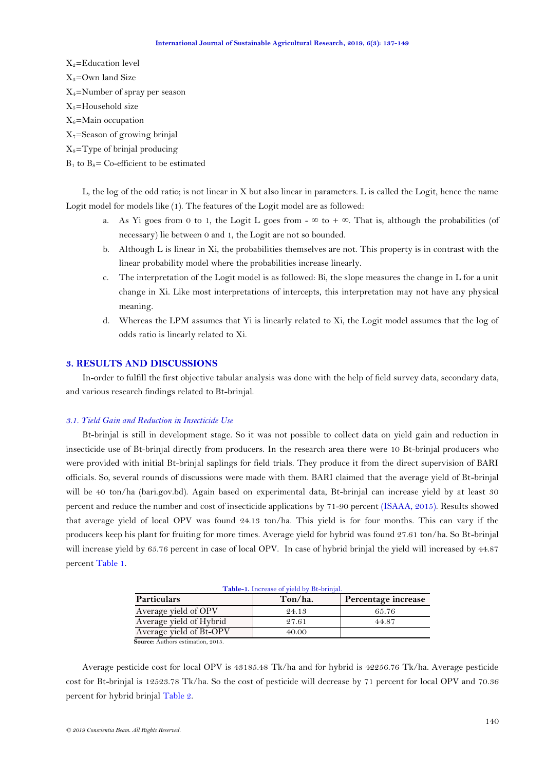$X_2$=Education level

$X_3$=Own land Size

$X_4$=Number of spray per season

$X_5$=Household size

$X_6$=Main occupation

$X_7$=Season of growing brinjal

$X_8$=Type of brinjal producing

$B_1$ to $B_8$= Co-efficient to be estimated

L, the log of the odd ratio; is not linear in X but also linear in parameters. L is called the Logit, hence the name Logit model for models like (1). The features of the Logit model are as followed:

a. As Yi goes from 0 to 1, the Logit L goes from $-\infty$ to $+\infty$. That is, although the probabilities (of necessary) lie between 0 and 1, the Logit are not so bounded.
b. Although L is linear in Xi, the probabilities themselves are not. This property is in contrast with the linear probability model where the probabilities increase linearly.
c. The interpretation of the Logit model is as followed: Bi, the slope measures the change in L for a unit change in Xi. Like most interpretations of intercepts, this interpretation may not have any physical meaning.
d. Whereas the LPM assumes that Yi is linearly related to Xi, the Logit model assumes that the log of odds ratio is linearly related to Xi.

## 3. RESULTS AND DISCUSSIONS

In-order to fulfill the first objective tabular analysis was done with the help of field survey data, secondary data, and various research findings related to Bt-brinjal.

### *3.1. Yield Gain and Reduction in Insecticide Use*

Bt-brinjal is still in development stage. So it was not possible to collect data on yield gain and reduction in insecticide use of Bt-brinjal directly from producers. In the research area there were 10 Bt-brinjal producers who were provided with initial Bt-brinjal saplings for field trials. They produce it from the direct supervision of BARI officials. So, several rounds of discussions were made with them. BARI claimed that the average yield of Bt-brinjal will be 40 ton/ha (bari.gov.bd). Again based on experimental data, Bt-brinjal can increase yield by at least 30 percent and reduce the number and cost of insecticide applications by 71-90 percent (ISAAA, 2015). Results showed that average yield of local OPV was found 24.13 ton/ha. This yield is for four months. This can vary if the producers keep his plant for fruiting for more times. Average yield for hybrid was found 27.61 ton/ha. So Bt-brinjal will increase yield by 65.76 percent in case of local OPV. In case of hybrid brinjal the yield will increased by 44.87 percent Table 1.

**Table-1.** Increase of yield by Bt-brinjal.

| Particulars | Ton/ha. | Percentage increase |
|---|---|---|
| Average yield of OPV | 24.13 | 65.76 |
| Average yield of Hybrid | 27.61 | 44.87 |
| Average yield of Bt-OPV | 40.00 | |

**Source:** Authors estimation, 2015.

Average pesticide cost for local OPV is 43185.48 Tk/ha and for hybrid is 42256.76 Tk/ha. Average pesticide cost for Bt-brinjal is 12523.78 Tk/ha. So the cost of pesticide will decrease by 71 percent for local OPV and 70.36 percent for hybrid brinjal Table 2.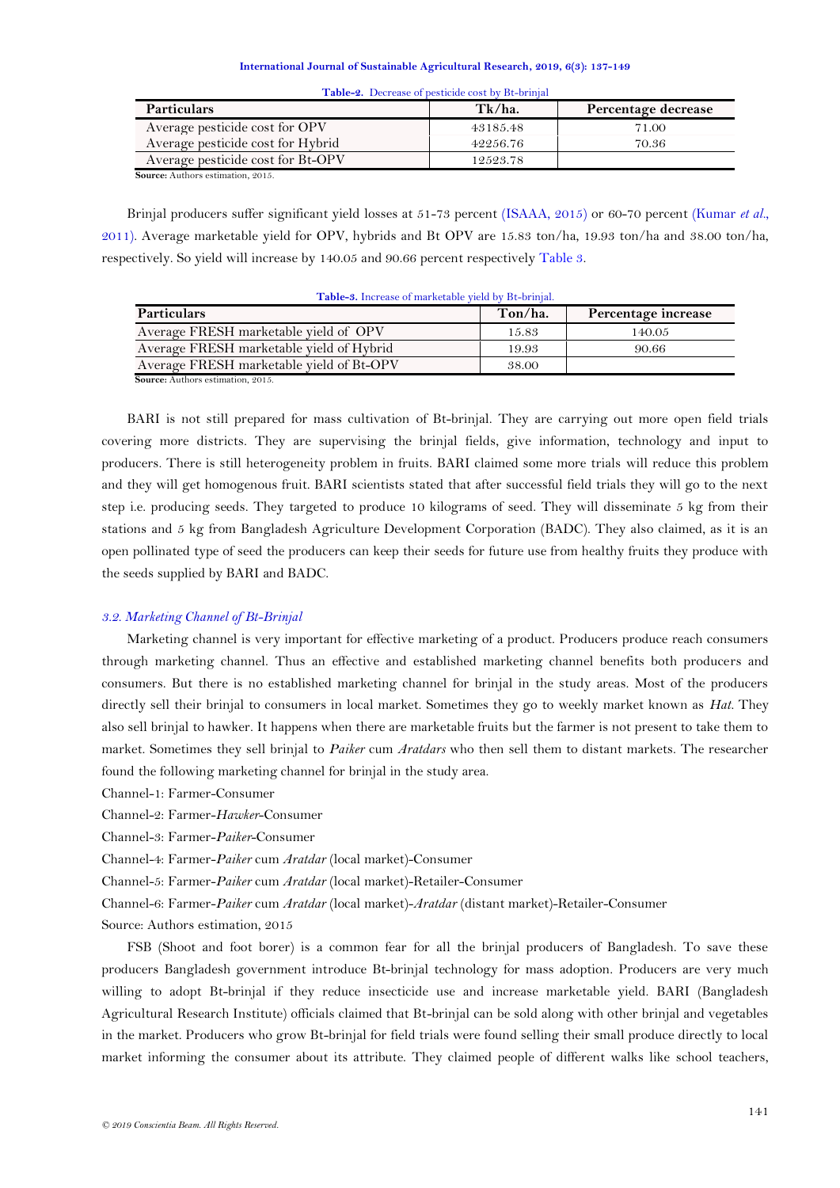**Table-2.** Decrease of pesticide cost by Bt-brinjal

| Particulars | Tk/ha. | Percentage decrease |
|---|---|---|
| Average pesticide cost for OPV | 43185.48 | 71.00 |
| Average pesticide cost for Hybrid | 42256.76 | 70.36 |
| Average pesticide cost for Bt-OPV | 12523.78 | |

**Source:** Authors estimation, 2015.

Brinjal producers suffer significant yield losses at 51-73 percent (ISAAA, 2015) or 60-70 percent (Kumar *et al.*, 2011). Average marketable yield for OPV, hybrids and Bt OPV are 15.83 ton/ha, 19.93 ton/ha and 38.00 ton/ha, respectively. So yield will increase by 140.05 and 90.66 percent respectively Table 3.

**Table-3.** Increase of marketable yield by Bt-brinjal.

| Particulars | Ton/ha. | Percentage increase |
|---|---|---|
| Average FRESH marketable yield of OPV | 15.83 | 140.05 |
| Average FRESH marketable yield of Hybrid | 19.93 | 90.66 |
| Average FRESH marketable yield of Bt-OPV | 38.00 | |

**Source:** Authors estimation, 2015.

BARI is not still prepared for mass cultivation of Bt-brinjal. They are carrying out more open field trials covering more districts. They are supervising the brinjal fields, give information, technology and input to producers. There is still heterogeneity problem in fruits. BARI claimed some more trials will reduce this problem and they will get homogenous fruit. BARI scientists stated that after successful field trials they will go to the next step i.e. producing seeds. They targeted to produce 10 kilograms of seed. They will disseminate 5 kg from their stations and 5 kg from Bangladesh Agriculture Development Corporation (BADC). They also claimed, as it is an open pollinated type of seed the producers can keep their seeds for future use from healthy fruits they produce with the seeds supplied by BARI and BADC.

### *3.2. Marketing Channel of Bt-Brinjal*

Marketing channel is very important for effective marketing of a product. Producers produce reach consumers through marketing channel. Thus an effective and established marketing channel benefits both producers and consumers. But there is no established marketing channel for brinjal in the study areas. Most of the producers directly sell their brinjal to consumers in local market. Sometimes they go to weekly market known as *Hat*. They also sell brinjal to hawker. It happens when there are marketable fruits but the farmer is not present to take them to market. Sometimes they sell brinjal to *Paiker* cum *Aratdars* who then sell them to distant markets. The researcher found the following marketing channel for brinjal in the study area.

Channel-1: Farmer-Consumer

Channel-2: Farmer-*Hawker*-Consumer

Channel-3: Farmer-*Paiker*-Consumer

Channel-4: Farmer-*Paiker* cum *Aratdar* (local market)-Consumer

Channel-5: Farmer-*Paiker* cum *Aratdar* (local market)-Retailer-Consumer

Channel-6: Farmer-*Paiker* cum *Aratdar* (local market)-*Aratdar* (distant market)-Retailer-Consumer

Source: Authors estimation, 2015

FSB (Shoot and foot borer) is a common fear for all the brinjal producers of Bangladesh. To save these producers Bangladesh government introduce Bt-brinjal technology for mass adoption. Producers are very much willing to adopt Bt-brinjal if they reduce insecticide use and increase marketable yield. BARI (Bangladesh Agricultural Research Institute) officials claimed that Bt-brinjal can be sold along with other brinjal and vegetables in the market. Producers who grow Bt-brinjal for field trials were found selling their small produce directly to local market informing the consumer about its attribute. They claimed people of different walks like school teachers,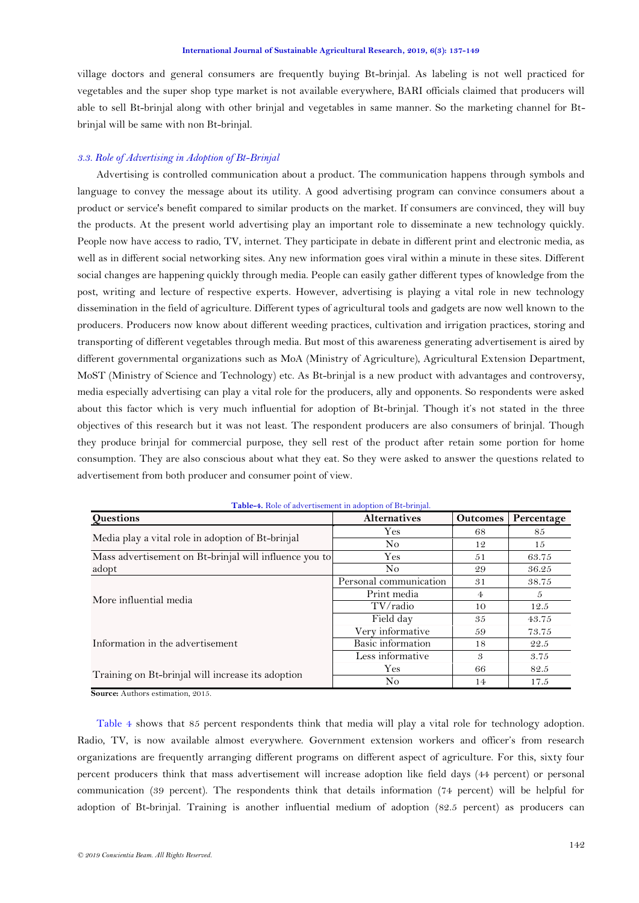village doctors and general consumers are frequently buying Bt-brinjal. As labeling is not well practiced for vegetables and the super shop type market is not available everywhere, BARI officials claimed that producers will able to sell Bt-brinjal along with other brinjal and vegetables in same manner. So the marketing channel for Bt-brinjal will be same with non Bt-brinjal.

### *3.3. Role of Advertising in Adoption of Bt-Brinjal*

Advertising is controlled communication about a product. The communication happens through symbols and language to convey the message about its utility. A good advertising program can convince consumers about a product or service's benefit compared to similar products on the market. If consumers are convinced, they will buy the products. At the present world advertising play an important role to disseminate a new technology quickly. People now have access to radio, TV, internet. They participate in debate in different print and electronic media, as well as in different social networking sites. Any new information goes viral within a minute in these sites. Different social changes are happening quickly through media. People can easily gather different types of knowledge from the post, writing and lecture of respective experts. However, advertising is playing a vital role in new technology dissemination in the field of agriculture. Different types of agricultural tools and gadgets are now well known to the producers. Producers now know about different weeding practices, cultivation and irrigation practices, storing and transporting of different vegetables through media. But most of this awareness generating advertisement is aired by different governmental organizations such as MoA (Ministry of Agriculture), Agricultural Extension Department, MoST (Ministry of Science and Technology) etc. As Bt-brinjal is a new product with advantages and controversy, media especially advertising can play a vital role for the producers, ally and opponents. So respondents were asked about this factor which is very much influential for adoption of Bt-brinjal. Though it's not stated in the three objectives of this research but it was not least. The respondent producers are also consumers of brinjal. Though they produce brinjal for commercial purpose, they sell rest of the product after retain some portion for home consumption. They are also conscious about what they eat. So they were asked to answer the questions related to advertisement from both producer and consumer point of view.

**Table-4.** Role of advertisement in adoption of Bt-brinjal.

| Questions | Alternatives | Outcomes | Percentage |
|---|---|---|---|
| Media play a vital role in adoption of Bt-brinjal | Yes | 68 | 85 |
| | No | 12 | 15 |
| Mass advertisement on Bt-brinjal will influence you to adopt | Yes | 51 | 63.75 |
| | No | 29 | 36.25 |
| More influential media | Personal communication | 31 | 38.75 |
| | Print media | 4 | 5 |
| | TV/radio | 10 | 12.5 |
| | Field day | 35 | 43.75 |
| Information in the advertisement | Very informative | 59 | 73.75 |
| | Basic information | 18 | 22.5 |
| | Less informative | 3 | 3.75 |
| Training on Bt-brinjal will increase its adoption | Yes | 66 | 82.5 |
| | No | 14 | 17.5 |

**Source:** Authors estimation, 2015.

Table 4 shows that 85 percent respondents think that media will play a vital role for technology adoption. Radio, TV, is now available almost everywhere. Government extension workers and officer's from research organizations are frequently arranging different programs on different aspect of agriculture. For this, sixty four percent producers think that mass advertisement will increase adoption like field days (44 percent) or personal communication (39 percent). The respondents think that details information (74 percent) will be helpful for adoption of Bt-brinjal. Training is another influential medium of adoption (82.5 percent) as producers can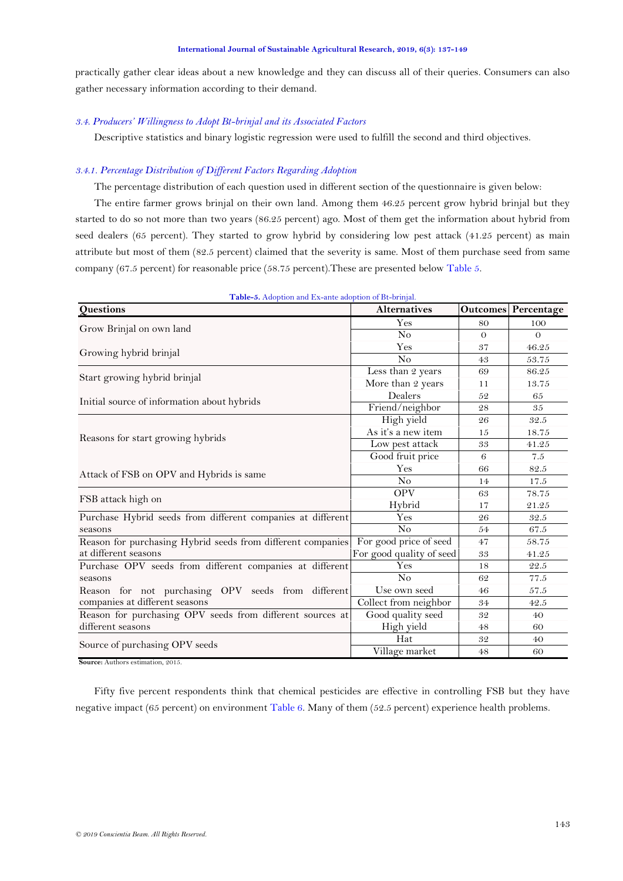practically gather clear ideas about a new knowledge and they can discuss all of their queries. Consumers can also gather necessary information according to their demand.

### *3.4. Producers' Willingness to Adopt Bt-brinjal and its Associated Factors*

Descriptive statistics and binary logistic regression were used to fulfill the second and third objectives.

#### *3.4.1. Percentage Distribution of Different Factors Regarding Adoption*

The percentage distribution of each question used in different section of the questionnaire is given below:

The entire farmer grows brinjal on their own land. Among them 46.25 percent grow hybrid brinjal but they started to do so not more than two years (86.25 percent) ago. Most of them get the information about hybrid from seed dealers (65 percent). They started to grow hybrid by considering low pest attack (41.25 percent) as main attribute but most of them (82.5 percent) claimed that the severity is same. Most of them purchase seed from same company (67.5 percent) for reasonable price (58.75 percent).These are presented below Table 5.

**Table-5.** Adoption and Ex-ante adoption of Bt-brinjal.

| Questions | Alternatives | Outcomes | Percentage |
|---|---|---|---|
| Grow Brinjal on own land | Yes | 80 | 100 |
| | No | 0 | 0 |
| Growing hybrid brinjal | Yes | 37 | 46.25 |
| | No | 43 | 53.75 |
| Start growing hybrid brinjal | Less than 2 years | 69 | 86.25 |
| | More than 2 years | 11 | 13.75 |
| Initial source of information about hybrids | Dealers | 52 | 65 |
| | Friend/neighbor | 28 | 35 |
| Reasons for start growing hybrids | High yield | 26 | 32.5 |
| | As it's a new item | 15 | 18.75 |
| | Low pest attack | 33 | 41.25 |
| | Good fruit price | 6 | 7.5 |
| Attack of FSB on OPV and Hybrids is same | Yes | 66 | 82.5 |
| | No | 14 | 17.5 |
| FSB attack high on | OPV | 63 | 78.75 |
| | Hybrid | 17 | 21.25 |
| Purchase Hybrid seeds from different companies at different seasons | Yes | 26 | 32.5 |
| | No | 54 | 67.5 |
| Reason for purchasing Hybrid seeds from different companies at different seasons | For good price of seed | 47 | 58.75 |
| | For good quality of seed | 33 | 41.25 |
| Purchase OPV seeds from different companies at different seasons | Yes | 18 | 22.5 |
| | No | 62 | 77.5 |
| Reason for not purchasing OPV seeds from different companies at different seasons | Use own seed | 46 | 57.5 |
| | Collect from neighbor | 34 | 42.5 |
| Reason for purchasing OPV seeds from different sources at different seasons | Good quality seed | 32 | 40 |
| | High yield | 48 | 60 |
| Source of purchasing OPV seeds | Hat | 32 | 40 |
| | Village market | 48 | 60 |

**Source:** Authors estimation, 2015.

Fifty five percent respondents think that chemical pesticides are effective in controlling FSB but they have negative impact (65 percent) on environment Table 6. Many of them (52.5 percent) experience health problems.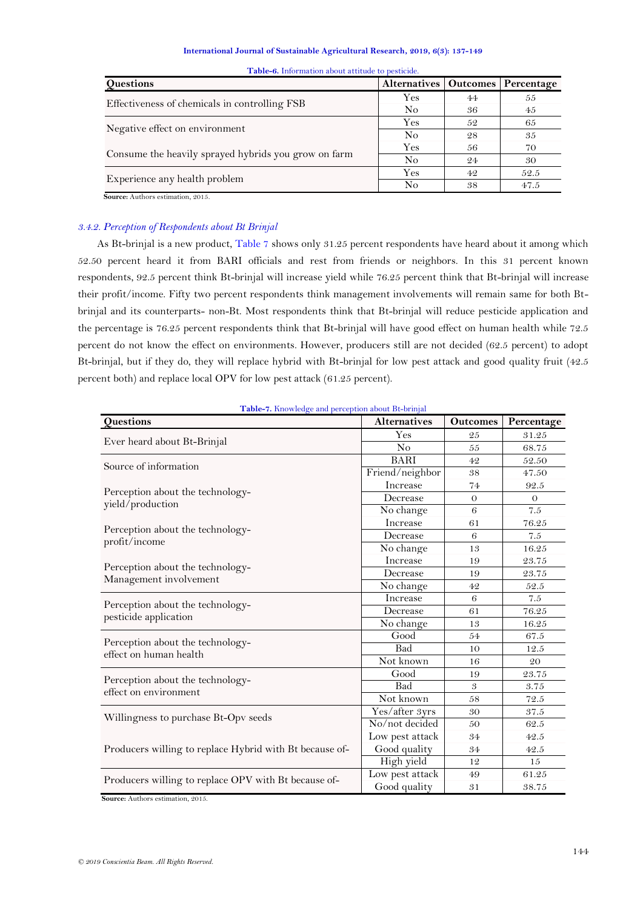**Table-6.** Information about attitude to pesticide.

| Questions | Alternatives | Outcomes | Percentage |
|---|---|---|---|
| Effectiveness of chemicals in controlling FSB | Yes | 44 | 55 |
| | No | 36 | 45 |
| Negative effect on environment | Yes | 52 | 65 |
| | No | 28 | 35 |
| Consume the heavily sprayed hybrids you grow on farm | Yes | 56 | 70 |
| | No | 24 | 30 |
| Experience any health problem | Yes | 42 | 52.5 |
| | No | 38 | 47.5 |

**Source:** Authors estimation, 2015.

### *3.4.2. Perception of Respondents about Bt Brinjal*

As Bt-brinjal is a new product, Table 7 shows only 31.25 percent respondents have heard about it among which 52.50 percent heard it from BARI officials and rest from friends or neighbors. In this 31 percent known respondents, 92.5 percent think Bt-brinjal will increase yield while 76.25 percent think that Bt-brinjal will increase their profit/income. Fifty two percent respondents think management involvements will remain same for both Bt-brinjal and its counterparts- non-Bt. Most respondents think that Bt-brinjal will reduce pesticide application and the percentage is 76.25 percent respondents think that Bt-brinjal will have good effect on human health while 72.5 percent do not know the effect on environments. However, producers still are not decided (62.5 percent) to adopt Bt-brinjal, but if they do, they will replace hybrid with Bt-brinjal for low pest attack and good quality fruit (42.5 percent both) and replace local OPV for low pest attack (61.25 percent).

**Table-7.** Knowledge and perception about Bt-brinjal

| Questions | Alternatives | Outcomes | Percentage |
|---|---|---|---|
| Ever heard about Bt-Brinjal | Yes | 25 | 31.25 |
| | No | 55 | 68.75 |
| Source of information | BARI | 42 | 52.50 |
| | Friend/neighbor | 38 | 47.50 |
| Perception about the technology- yield/production | Increase | 74 | 92.5 |
| | Decrease | 0 | 0 |
| | No change | 6 | 7.5 |
| Perception about the technology- profit/income | Increase | 61 | 76.25 |
| | Decrease | 6 | 7.5 |
| | No change | 13 | 16.25 |
| Perception about the technology- Management involvement | Increase | 19 | 23.75 |
| | Decrease | 19 | 23.75 |
| | No change | 42 | 52.5 |
| Perception about the technology- pesticide application | Increase | 6 | 7.5 |
| | Decrease | 61 | 76.25 |
| | No change | 13 | 16.25 |
| Perception about the technology- effect on human health | Good | 54 | 67.5 |
| | Bad | 10 | 12.5 |
| | Not known | 16 | 20 |
| Perception about the technology- effect on environment | Good | 19 | 23.75 |
| | Bad | 3 | 3.75 |
| | Not known | 58 | 72.5 |
| Willingness to purchase Bt-Opv seeds | Yes/after 3yrs | 30 | 37.5 |
| | No/not decided | 50 | 62.5 |
| Producers willing to replace Hybrid with Bt because of- | Low pest attack | 34 | 42.5 |
| | Good quality | 34 | 42.5 |
| | High yield | 12 | 15 |
| Producers willing to replace OPV with Bt because of- | Low pest attack | 49 | 61.25 |
| | Good quality | 31 | 38.75 |

**Source:** Authors estimation, 2015.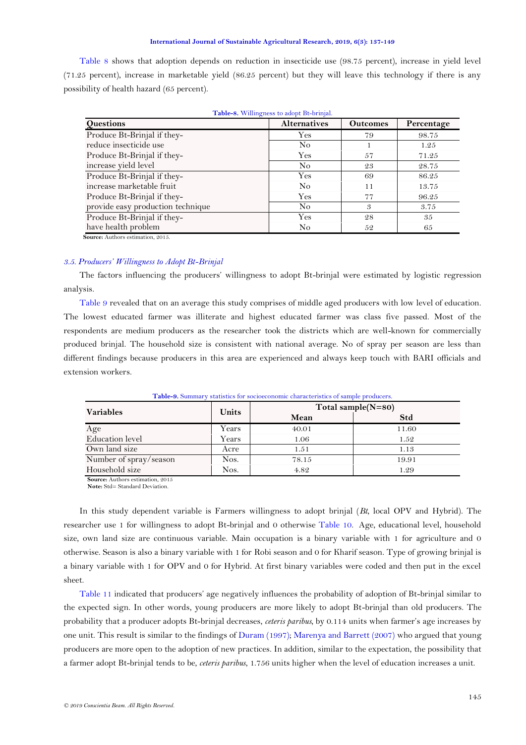Table 8 shows that adoption depends on reduction in insecticide use (98.75 percent), increase in yield level (71.25 percent), increase in marketable yield (86.25 percent) but they will leave this technology if there is any possibility of health hazard (65 percent).

**Table-8.** Willingness to adopt Bt-brinjal.

| Questions | Alternatives | Outcomes | Percentage |
|---|---|---|---|
| Produce Bt-Brinjal if they- reduce insecticide use | Yes | 79 | 98.75 |
| | No | 1 | 1.25 |
| Produce Bt-Brinjal if they- increase yield level | Yes | 57 | 71.25 |
| | No | 23 | 28.75 |
| Produce Bt-Brinjal if they- increase marketable fruit | Yes | 69 | 86.25 |
| | No | 11 | 13.75 |
| Produce Bt-Brinjal if they- provide easy production technique | Yes | 77 | 96.25 |
| | No | 3 | 3.75 |
| Produce Bt-Brinjal if they- have health problem | Yes | 28 | 35 |
| | No | 52 | 65 |

**Source:** Authors estimation, 2015.

### *3.5. Producers' Willingness to Adopt Bt-Brinjal*

The factors influencing the producers' willingness to adopt Bt-brinjal were estimated by logistic regression analysis.

Table 9 revealed that on an average this study comprises of middle aged producers with low level of education. The lowest educated farmer was illiterate and highest educated farmer was class five passed. Most of the respondents are medium producers as the researcher took the districts which are well-known for commercially produced brinjal. The household size is consistent with national average. No of spray per season are less than different findings because producers in this area are experienced and always keep touch with BARI officials and extension workers.

**Table-9.** Summary statistics for socioeconomic characteristics of sample producers.

| Variables | Units | Total sample(N=80) | |
|---|---|---|---|
| | | Mean | Std |
| Age | Years | 40.01 | 11.60 |
| Education level | Years | 1.06 | 1.52 |
| Own land size | Acre | 1.51 | 1.13 |
| Number of spray/season | Nos. | 78.15 | 19.91 |
| Household size | Nos. | 4.82 | 1.29 |

**Source:** Authors estimation, 2015
**Note:** Std= Standard Deviation.

In this study dependent variable is Farmers willingness to adopt brinjal (*Bt*, local OPV and Hybrid). The researcher use 1 for willingness to adopt Bt-brinjal and 0 otherwise Table 10. Age, educational level, household size, own land size are continuous variable. Main occupation is a binary variable with 1 for agriculture and 0 otherwise. Season is also a binary variable with 1 for Robi season and 0 for Kharif season. Type of growing brinjal is a binary variable with 1 for OPV and 0 for Hybrid. At first binary variables were coded and then put in the excel sheet.

Table 11 indicated that producers' age negatively influences the probability of adoption of Bt-brinjal similar to the expected sign. In other words, young producers are more likely to adopt Bt-brinjal than old producers. The probability that a producer adopts Bt-brinjal decreases, *ceteris paribus*, by 0.114 units when farmer's age increases by one unit. This result is similar to the findings of Duram (1997); Marenya and Barrett (2007) who argued that young producers are more open to the adoption of new practices. In addition, similar to the expectation, the possibility that a farmer adopt Bt-brinjal tends to be, *ceteris paribus*, 1.756 units higher when the level of education increases a unit.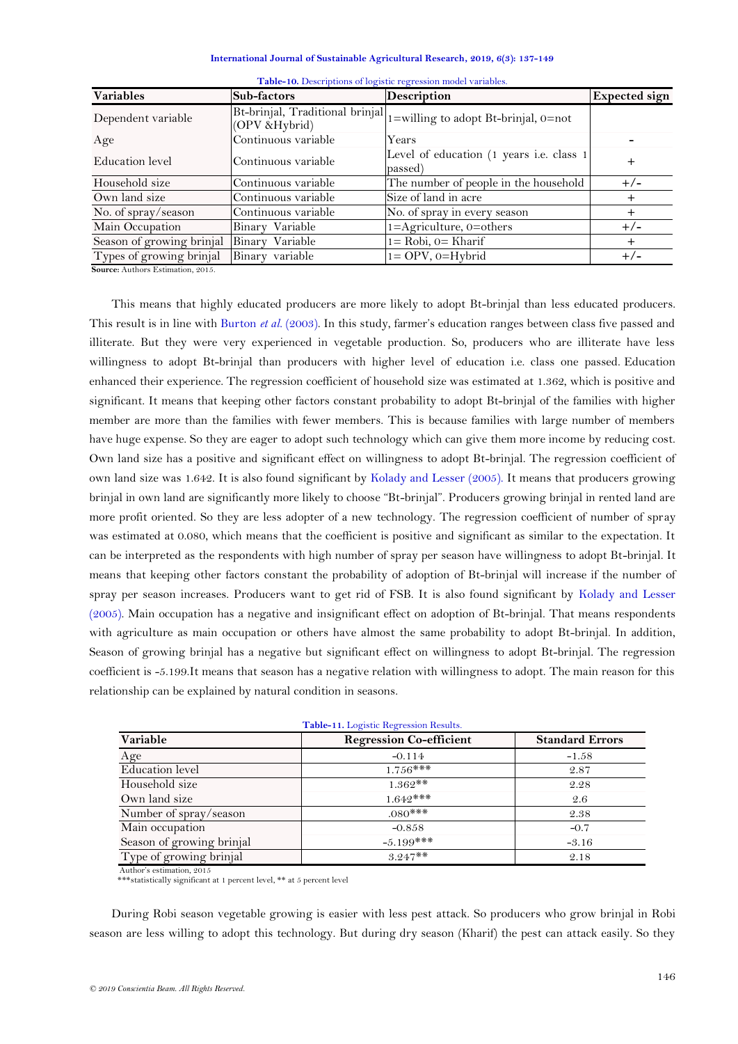**Table-10.** Descriptions of logistic regression model variables.

| Variables | Sub-factors | Description | Expected sign |
|---|---|---|---|
| Dependent variable | Bt-brinjal, Traditional brinjal (OPV &Hybrid) | 1=willing to adopt Bt-brinjal, 0=not | |
| Age | Continuous variable | Years | - |
| Education level | Continuous variable | Level of education (1 years i.e. class 1 passed) | + |
| Household size | Continuous variable | The number of people in the household | +/- |
| Own land size | Continuous variable | Size of land in acre | + |
| No. of spray/season | Continuous variable | No. of spray in every season | + |
| Main Occupation | Binary Variable | 1=Agriculture, 0=others | +/- |
| Season of growing brinjal | Binary Variable | 1= Robi, 0= Kharif | + |
| Types of growing brinjal | Binary variable | 1= OPV, 0=Hybrid | +/- |

**Source:** Authors Estimation, 2015.

This means that highly educated producers are more likely to adopt Bt-brinjal than less educated producers. This result is in line with Burton *et al.* (2003). In this study, farmer's education ranges between class five passed and illiterate. But they were very experienced in vegetable production. So, producers who are illiterate have less willingness to adopt Bt-brinjal than producers with higher level of education i.e. class one passed. Education enhanced their experience. The regression coefficient of household size was estimated at 1.362, which is positive and significant. It means that keeping other factors constant probability to adopt Bt-brinjal of the families with higher member are more than the families with fewer members. This is because families with large number of members have huge expense. So they are eager to adopt such technology which can give them more income by reducing cost. Own land size has a positive and significant effect on willingness to adopt Bt-brinjal. The regression coefficient of own land size was 1.642. It is also found significant by Kolady and Lesser (2005). It means that producers growing brinjal in own land are significantly more likely to choose "Bt-brinjal". Producers growing brinjal in rented land are more profit oriented. So they are less adopter of a new technology. The regression coefficient of number of spray was estimated at 0.080, which means that the coefficient is positive and significant as similar to the expectation. It can be interpreted as the respondents with high number of spray per season have willingness to adopt Bt-brinjal. It means that keeping other factors constant the probability of adoption of Bt-brinjal will increase if the number of spray per season increases. Producers want to get rid of FSB. It is also found significant by Kolady and Lesser (2005). Main occupation has a negative and insignificant effect on adoption of Bt-brinjal. That means respondents with agriculture as main occupation or others have almost the same probability to adopt Bt-brinjal. In addition, Season of growing brinjal has a negative but significant effect on willingness to adopt Bt-brinjal. The regression coefficient is -5.199.It means that season has a negative relation with willingness to adopt. The main reason for this relationship can be explained by natural condition in seasons.

**Table-11.** Logistic Regression Results.

| Variable | Regression Co-efficient | Standard Errors |
|---|---|---|
| Age | -0.114 | -1.58 |
| Education level | 1.756*** | 2.87 |
| Household size | 1.362** | 2.28 |
| Own land size | 1.642*** | 2.6 |
| Number of spray/season | .080*** | 2.38 |
| Main occupation | -0.858 | -0.7 |
| Season of growing brinjal | -5.199*** | -3.16 |
| Type of growing brinjal | 3.247** | 2.18 |

Author's estimation, 2015

***statistically significant at 1 percent level, ** at 5 percent level

During Robi season vegetable growing is easier with less pest attack. So producers who grow brinjal in Robi season are less willing to adopt this technology. But during dry season (Kharif) the pest can attack easily. So they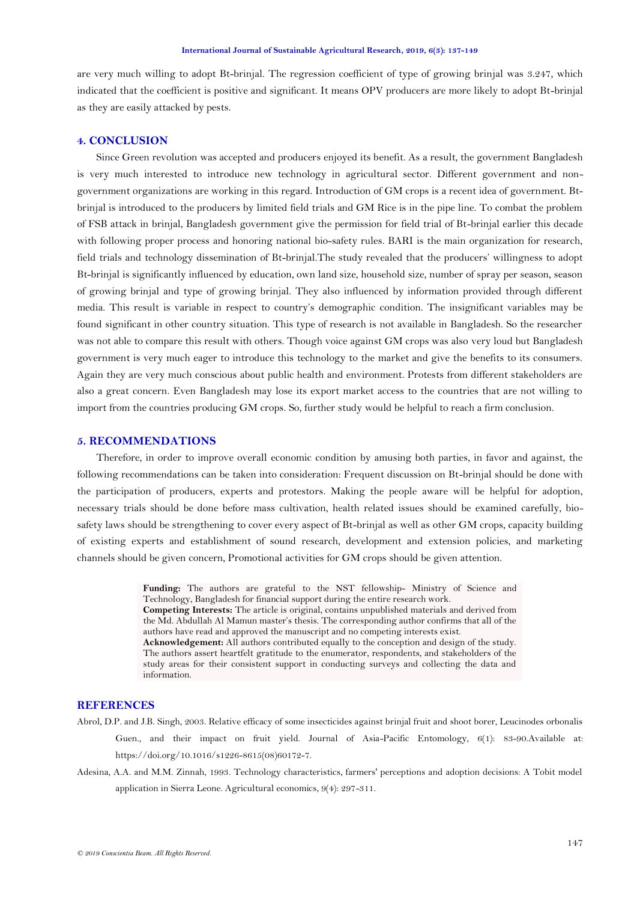are very much willing to adopt Bt-brinjal. The regression coefficient of type of growing brinjal was 3.247, which indicated that the coefficient is positive and significant. It means OPV producers are more likely to adopt Bt-brinjal as they are easily attacked by pests.

## 4. CONCLUSION

Since Green revolution was accepted and producers enjoyed its benefit. As a result, the government Bangladesh is very much interested to introduce new technology in agricultural sector. Different government and non-government organizations are working in this regard. Introduction of GM crops is a recent idea of government. Bt-brinjal is introduced to the producers by limited field trials and GM Rice is in the pipe line. To combat the problem of FSB attack in brinjal, Bangladesh government give the permission for field trial of Bt-brinjal earlier this decade with following proper process and honoring national bio-safety rules. BARI is the main organization for research, field trials and technology dissemination of Bt-brinjal.The study revealed that the producers' willingness to adopt Bt-brinjal is significantly influenced by education, own land size, household size, number of spray per season, season of growing brinjal and type of growing brinjal. They also influenced by information provided through different media. This result is variable in respect to country's demographic condition. The insignificant variables may be found significant in other country situation. This type of research is not available in Bangladesh. So the researcher was not able to compare this result with others. Though voice against GM crops was also very loud but Bangladesh government is very much eager to introduce this technology to the market and give the benefits to its consumers. Again they are very much conscious about public health and environment. Protests from different stakeholders are also a great concern. Even Bangladesh may lose its export market access to the countries that are not willing to import from the countries producing GM crops. So, further study would be helpful to reach a firm conclusion.

## 5. RECOMMENDATIONS

Therefore, in order to improve overall economic condition by amusing both parties, in favor and against, the following recommendations can be taken into consideration: Frequent discussion on Bt-brinjal should be done with the participation of producers, experts and protestors. Making the people aware will be helpful for adoption, necessary trials should be done before mass cultivation, health related issues should be examined carefully, bio-safety laws should be strengthening to cover every aspect of Bt-brinjal as well as other GM crops, capacity building of existing experts and establishment of sound research, development and extension policies, and marketing channels should be given concern, Promotional activities for GM crops should be given attention.

**Funding:** The authors are grateful to the NST fellowship- Ministry of Science and Technology, Bangladesh for financial support during the entire research work.
**Competing Interests:** The article is original, contains unpublished materials and derived from the Md. Abdullah Al Mamun master's thesis. The corresponding author confirms that all of the authors have read and approved the manuscript and no competing interests exist.
**Acknowledgement:** All authors contributed equally to the conception and design of the study. The authors assert heartfelt gratitude to the enumerator, respondents, and stakeholders of the study areas for their consistent support in conducting surveys and collecting the data and information.

## REFERENCES

Abrol, D.P. and J.B. Singh, 2003. Relative efficacy of some insecticides against brinjal fruit and shoot borer, Leucinodes orbonalis Guen., and their impact on fruit yield. Journal of Asia-Pacific Entomology, 6(1): 83-90.Available at: https://doi.org/10.1016/s1226-8615(08)60172-7.

Adesina, A.A. and M.M. Zinnah, 1993. Technology characteristics, farmers' perceptions and adoption decisions: A Tobit model application in Sierra Leone. Agricultural economics, 9(4): 297-311.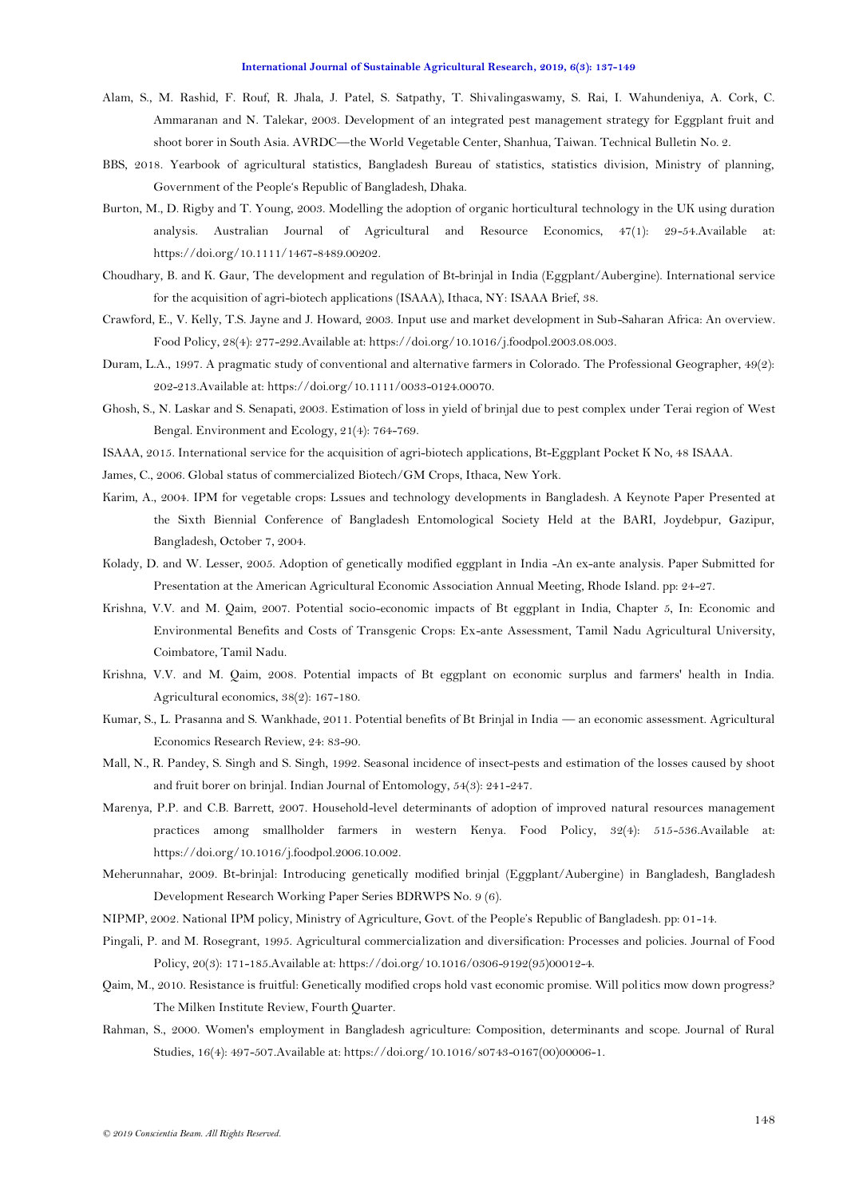Alam, S., M. Rashid, F. Rouf, R. Jhala, J. Patel, S. Satpathy, T. Shivalingaswamy, S. Rai, I. Wahundeniya, A. Cork, C. Ammaranan and N. Talekar, 2003. Development of an integrated pest management strategy for Eggplant fruit and shoot borer in South Asia. AVRDC—the World Vegetable Center, Shanhua, Taiwan. Technical Bulletin No. 2.

BBS, 2018. Yearbook of agricultural statistics, Bangladesh Bureau of statistics, statistics division, Ministry of planning, Government of the People's Republic of Bangladesh, Dhaka.

Burton, M., D. Rigby and T. Young, 2003. Modelling the adoption of organic horticultural technology in the UK using duration analysis. Australian Journal of Agricultural and Resource Economics, 47(1): 29-54.Available at: https://doi.org/10.1111/1467-8489.00202.

Choudhary, B. and K. Gaur, The development and regulation of Bt-brinjal in India (Eggplant/Aubergine). International service for the acquisition of agri-biotech applications (ISAAA), Ithaca, NY: ISAAA Brief, 38.

Crawford, E., V. Kelly, T.S. Jayne and J. Howard, 2003. Input use and market development in Sub-Saharan Africa: An overview. Food Policy, 28(4): 277-292.Available at: https://doi.org/10.1016/j.foodpol.2003.08.003.

Duram, L.A., 1997. A pragmatic study of conventional and alternative farmers in Colorado. The Professional Geographer, 49(2): 202-213.Available at: https://doi.org/10.1111/0033-0124.00070.

Ghosh, S., N. Laskar and S. Senapati, 2003. Estimation of loss in yield of brinjal due to pest complex under Terai region of West Bengal. Environment and Ecology, 21(4): 764-769.

ISAAA, 2015. International service for the acquisition of agri-biotech applications, Bt-Eggplant Pocket K No, 48 ISAAA.

James, C., 2006. Global status of commercialized Biotech/GM Crops, Ithaca, New York.

Karim, A., 2004. IPM for vegetable crops: Lssues and technology developments in Bangladesh. A Keynote Paper Presented at the Sixth Biennial Conference of Bangladesh Entomological Society Held at the BARI, Joydebpur, Gazipur, Bangladesh, October 7, 2004.

Kolady, D. and W. Lesser, 2005. Adoption of genetically modified eggplant in India -An ex-ante analysis. Paper Submitted for Presentation at the American Agricultural Economic Association Annual Meeting, Rhode Island. pp: 24-27.

Krishna, V.V. and M. Qaim, 2007. Potential socio-economic impacts of Bt eggplant in India, Chapter 5, In: Economic and Environmental Benefits and Costs of Transgenic Crops: Ex-ante Assessment, Tamil Nadu Agricultural University, Coimbatore, Tamil Nadu.

Krishna, V.V. and M. Qaim, 2008. Potential impacts of Bt eggplant on economic surplus and farmers' health in India. Agricultural economics, 38(2): 167-180.

Kumar, S., L. Prasanna and S. Wankhade, 2011. Potential benefits of Bt Brinjal in India — an economic assessment. Agricultural Economics Research Review, 24: 83-90.

Mall, N., R. Pandey, S. Singh and S. Singh, 1992. Seasonal incidence of insect-pests and estimation of the losses caused by shoot and fruit borer on brinjal. Indian Journal of Entomology, 54(3): 241-247.

Marenya, P.P. and C.B. Barrett, 2007. Household-level determinants of adoption of improved natural resources management practices among smallholder farmers in western Kenya. Food Policy, 32(4): 515-536.Available at: https://doi.org/10.1016/j.foodpol.2006.10.002.

Meherunnahar, 2009. Bt-brinjal: Introducing genetically modified brinjal (Eggplant/Aubergine) in Bangladesh, Bangladesh Development Research Working Paper Series BDRWPS No. 9 (6).

NIPMP, 2002. National IPM policy, Ministry of Agriculture, Govt. of the People's Republic of Bangladesh. pp: 01-14.

Pingali, P. and M. Rosegrant, 1995. Agricultural commercialization and diversification: Processes and policies. Journal of Food Policy, 20(3): 171-185.Available at: https://doi.org/10.1016/0306-9192(95)00012-4.

Qaim, M., 2010. Resistance is fruitful: Genetically modified crops hold vast economic promise. Will politics mow down progress? The Milken Institute Review, Fourth Quarter.

Rahman, S., 2000. Women's employment in Bangladesh agriculture: Composition, determinants and scope. Journal of Rural Studies, 16(4): 497-507.Available at: https://doi.org/10.1016/s0743-0167(00)00006-1.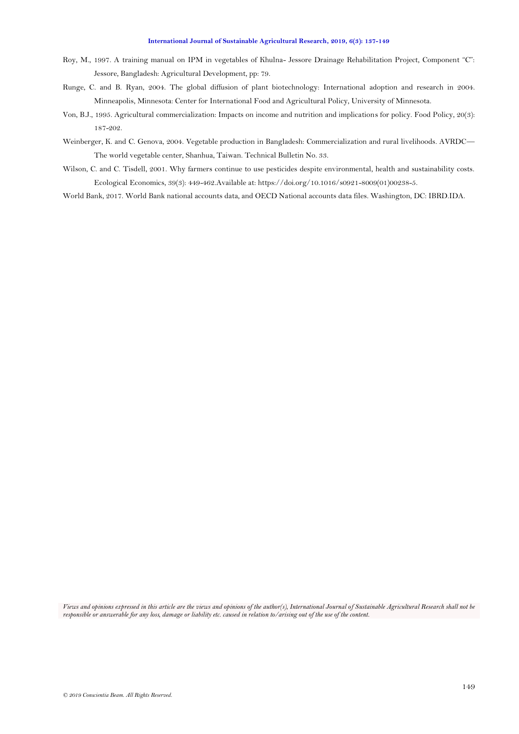Roy, M., 1997. A training manual on IPM in vegetables of Khulna- Jessore Drainage Rehabilitation Project, Component "C": Jessore, Bangladesh: Agricultural Development, pp: 79.

Runge, C. and B. Ryan, 2004. The global diffusion of plant biotechnology: International adoption and research in 2004. Minneapolis, Minnesota: Center for International Food and Agricultural Policy, University of Minnesota.

Von, B.J., 1995. Agricultural commercialization: Impacts on income and nutrition and implications for policy. Food Policy, 20(3): 187-202.

Weinberger, K. and C. Genova, 2004. Vegetable production in Bangladesh: Commercialization and rural livelihoods. AVRDC—The world vegetable center, Shanhua, Taiwan. Technical Bulletin No. 33.

Wilson, C. and C. Tisdell, 2001. Why farmers continue to use pesticides despite environmental, health and sustainability costs. Ecological Economics, 39(3): 449-462.Available at: https://doi.org/10.1016/s0921-8009(01)00238-5.

World Bank, 2017. World Bank national accounts data, and OECD National accounts data files. Washington, DC: IBRD.IDA.

*Views and opinions expressed in this article are the views and opinions of the author(s), International Journal of Sustainable Agricultural Research shall not be responsible or answerable for any loss, damage or liability etc. caused in relation to/arising out of the use of the content.*